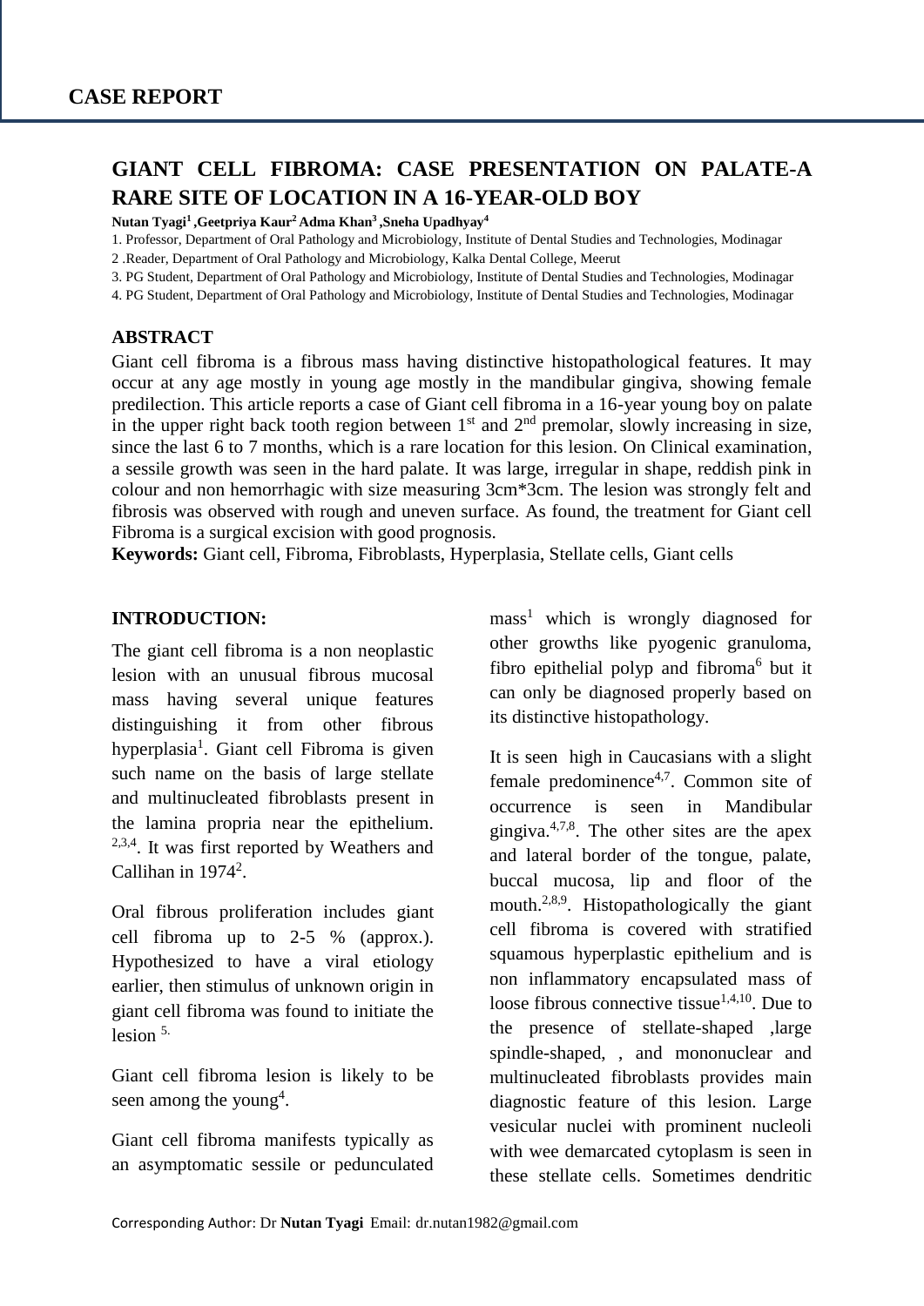## CASE REPORT

# GIANT CELL FIBROMA: CASE PRESENTATION ON PALATE-A RARE SITE OF LOCATION IN A 16-YEAR-OLD BOY

**Nutan Tyagi[1] ,Geetpriya Kaur[2] Adma Khan[3] ,Sneha Upadhyay[4]**

1. Professor, Department of Oral Pathology and Microbiology, Institute of Dental Studies and Technologies, Modinagar
2 .Reader, Department of Oral Pathology and Microbiology, Kalka Dental College, Meerut
3. PG Student, Department of Oral Pathology and Microbiology, Institute of Dental Studies and Technologies, Modinagar
4. PG Student, Department of Oral Pathology and Microbiology, Institute of Dental Studies and Technologies, Modinagar

## ABSTRACT

Giant cell fibroma is a fibrous mass having distinctive histopathological features. It may occur at any age mostly in young age mostly in the mandibular gingiva, showing female predilection. This article reports a case of Giant cell fibroma in a 16-year young boy on palate in the upper right back tooth region between 1st and 2nd premolar, slowly increasing in size, since the last 6 to 7 months, which is a rare location for this lesion. On Clinical examination, a sessile growth was seen in the hard palate. It was large, irregular in shape, reddish pink in colour and non hemorrhagic with size measuring 3cm*3cm. The lesion was strongly felt and fibrosis was observed with rough and uneven surface. As found, the treatment for Giant cell Fibroma is a surgical excision with good prognosis.

**Keywords:** Giant cell, Fibroma, Fibroblasts, Hyperplasia, Stellate cells, Giant cells

## INTRODUCTION:

The giant cell fibroma is a non neoplastic lesion with an unusual fibrous mucosal mass having several unique features distinguishing it from other fibrous hyperplasia[1]. Giant cell Fibroma is given such name on the basis of large stellate and multinucleated fibroblasts present in the lamina propria near the epithelium.[2,3,4]. It was first reported by Weathers and Callihan in 1974[2].

Oral fibrous proliferation includes giant cell fibroma up to 2-5 % (approx.). Hypothesized to have a viral etiology earlier, then stimulus of unknown origin in giant cell fibroma was found to initiate the lesion [5.]

Giant cell fibroma lesion is likely to be seen among the young[4].

Giant cell fibroma manifests typically as an asymptomatic sessile or pedunculated mass[1] which is wrongly diagnosed for other growths like pyogenic granuloma, fibro epithelial polyp and fibroma[6] but it can only be diagnosed properly based on its distinctive histopathology.

It is seen high in Caucasians with a slight female predominence[4,7]. Common site of occurrence is seen in Mandibular gingiva.[4,7,8]. The other sites are the apex and lateral border of the tongue, palate, buccal mucosa, lip and floor of the mouth.[2,8,9]. Histopathologically the giant cell fibroma is covered with stratified squamous hyperplastic epithelium and is non inflammatory encapsulated mass of loose fibrous connective tissue[1,4,10]. Due to the presence of stellate-shaped ,large spindle-shaped, , and mononuclear and multinucleated fibroblasts provides main diagnostic feature of this lesion. Large vesicular nuclei with prominent nucleoli with wee demarcated cytoplasm is seen in these stellate cells. Sometimes dendritic

Corresponding Author: Dr **Nutan Tyagi** Email: dr.nutan1982@gmail.com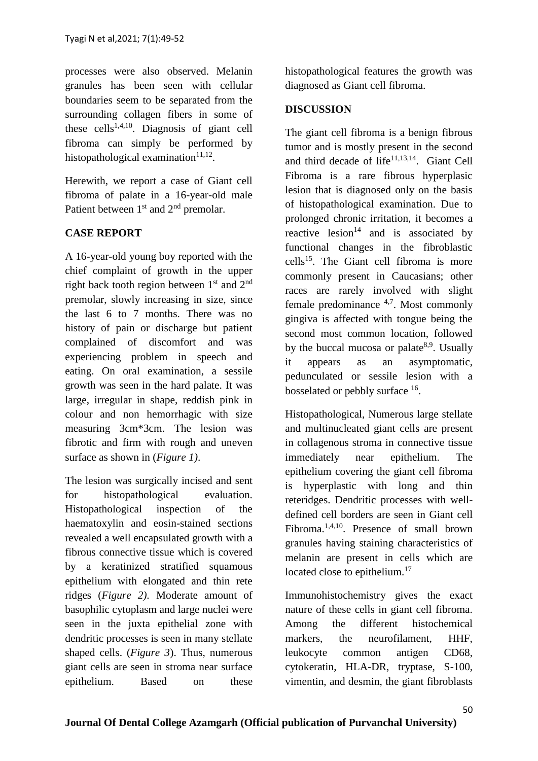processes were also observed. Melanin granules has been seen with cellular boundaries seem to be separated from the surrounding collagen fibers in some of these cells[1,4,10]. Diagnosis of giant cell fibroma can simply be performed by histopathological examination[11,12].

Herewith, we report a case of Giant cell fibroma of palate in a 16-year-old male Patient between 1st and 2nd premolar.

## CASE REPORT

A 16-year-old young boy reported with the chief complaint of growth in the upper right back tooth region between 1st and 2nd premolar, slowly increasing in size, since the last 6 to 7 months. There was no history of pain or discharge but patient complained of discomfort and was experiencing problem in speech and eating. On oral examination, a sessile growth was seen in the hard palate. It was large, irregular in shape, reddish pink in colour and non hemorrhagic with size measuring 3cm*3cm. The lesion was fibrotic and firm with rough and uneven surface as shown in (*Figure 1)*.

The lesion was surgically incised and sent for histopathological evaluation. Histopathological inspection of the haematoxylin and eosin-stained sections revealed a well encapsulated growth with a fibrous connective tissue which is covered by a keratinized stratified squamous epithelium with elongated and thin rete ridges (*Figure 2)*. Moderate amount of basophilic cytoplasm and large nuclei were seen in the juxta epithelial zone with dendritic processes is seen in many stellate shaped cells. (*Figure 3*). Thus, numerous giant cells are seen in stroma near surface epithelium. Based on these histopathological features the growth was diagnosed as Giant cell fibroma.

## DISCUSSION

The giant cell fibroma is a benign fibrous tumor and is mostly present in the second and third decade of life[11,13,14]. Giant Cell Fibroma is a rare fibrous hyperplasic lesion that is diagnosed only on the basis of histopathological examination. Due to prolonged chronic irritation, it becomes a reactive lesion[14] and is associated by functional changes in the fibroblastic cells[15]. The Giant cell fibroma is more commonly present in Caucasians; other races are rarely involved with slight female predominance [4,7]. Most commonly gingiva is affected with tongue being the second most common location, followed by the buccal mucosa or palate[8,9]. Usually it appears as an asymptomatic, pedunculated or sessile lesion with a bosselated or pebbly surface [16].

Histopathological, Numerous large stellate and multinucleated giant cells are present in collagenous stroma in connective tissue immediately near epithelium. The epithelium covering the giant cell fibroma is hyperplastic with long and thin reteridges. Dendritic processes with well-defined cell borders are seen in Giant cell Fibroma.[1,4,10]. Presence of small brown granules having staining characteristics of melanin are present in cells which are located close to epithelium.[17]

Immunohistochemistry gives the exact nature of these cells in giant cell fibroma. Among the different histochemical markers, the neurofilament, HHF, leukocyte common antigen CD68, cytokeratin, HLA-DR, tryptase, S-100, vimentin, and desmin, the giant fibroblasts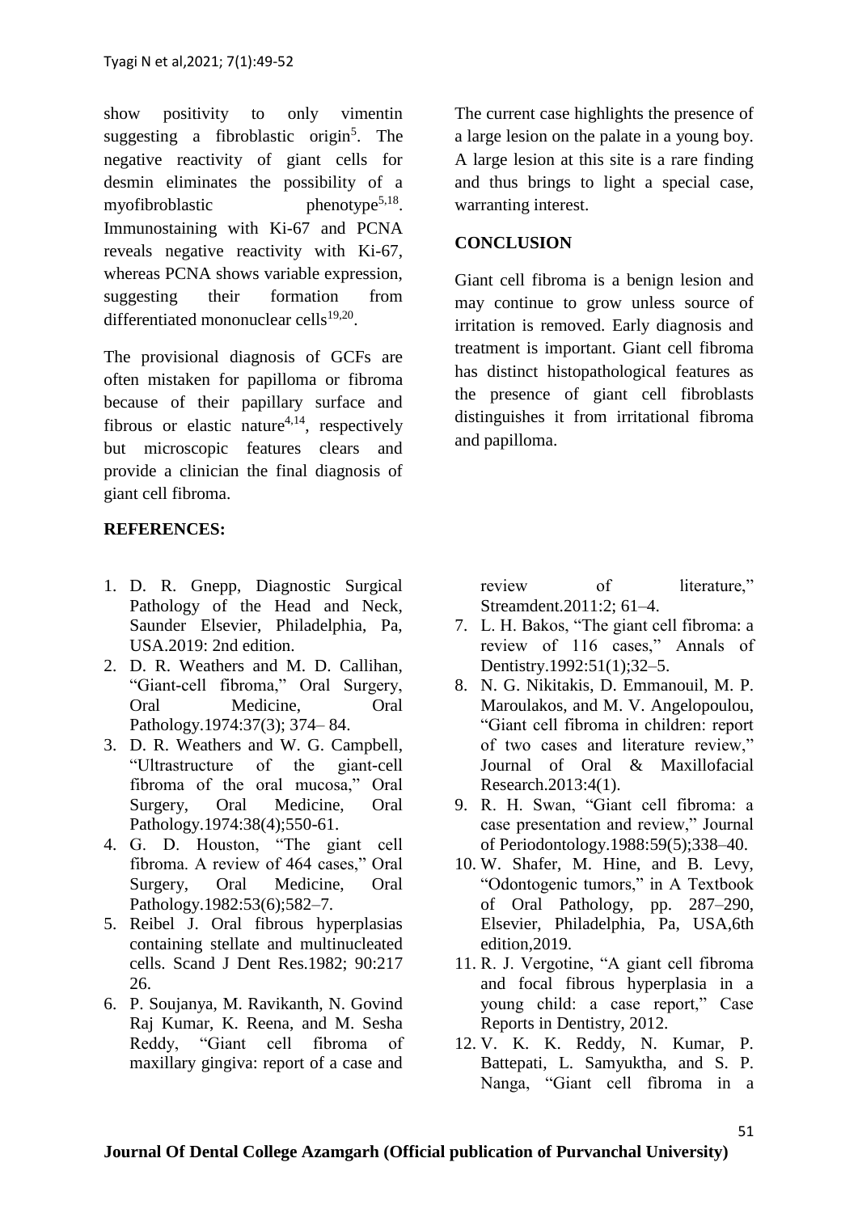show positivity to only vimentin suggesting a fibroblastic origin[5]. The negative reactivity of giant cells for desmin eliminates the possibility of a myofibroblastic phenotype[5,18]. Immunostaining with Ki-67 and PCNA reveals negative reactivity with Ki-67, whereas PCNA shows variable expression, suggesting their formation from differentiated mononuclear cells[19,20].

The provisional diagnosis of GCFs are often mistaken for papilloma or fibroma because of their papillary surface and fibrous or elastic nature[4,14], respectively but microscopic features clears and provide a clinician the final diagnosis of giant cell fibroma.

The current case highlights the presence of a large lesion on the palate in a young boy. A large lesion at this site is a rare finding and thus brings to light a special case, warranting interest.

## CONCLUSION

Giant cell fibroma is a benign lesion and may continue to grow unless source of irritation is removed. Early diagnosis and treatment is important. Giant cell fibroma has distinct histopathological features as the presence of giant cell fibroblasts distinguishes it from irritational fibroma and papilloma.

## REFERENCES:

1. D. R. Gnepp, Diagnostic Surgical Pathology of the Head and Neck, Saunder Elsevier, Philadelphia, Pa, USA.2019: 2nd edition.
2. D. R. Weathers and M. D. Callihan, "Giant-cell fibroma," Oral Surgery, Oral Medicine, Oral Pathology.1974:37(3); 374– 84.
3. D. R. Weathers and W. G. Campbell, "Ultrastructure of the giant-cell fibroma of the oral mucosa," Oral Surgery, Oral Medicine, Oral Pathology.1974:38(4);550-61.
4. G. D. Houston, "The giant cell fibroma. A review of 464 cases," Oral Surgery, Oral Medicine, Oral Pathology.1982:53(6);582–7.
5. Reibel J. Oral fibrous hyperplasias containing stellate and multinucleated cells. Scand J Dent Res.1982; 90:217 26.
6. P. Soujanya, M. Ravikanth, N. Govind Raj Kumar, K. Reena, and M. Sesha Reddy, "Giant cell fibroma of maxillary gingiva: report of a case and review of literature," Streamdent.2011:2; 61–4.
7. L. H. Bakos, "The giant cell fibroma: a review of 116 cases," Annals of Dentistry.1992:51(1);32–5.
8. N. G. Nikitakis, D. Emmanouil, M. P. Maroulakos, and M. V. Angelopoulou, "Giant cell fibroma in children: report of two cases and literature review," Journal of Oral & Maxillofacial Research.2013:4(1).
9. R. H. Swan, "Giant cell fibroma: a case presentation and review," Journal of Periodontology.1988:59(5);338–40.
10. W. Shafer, M. Hine, and B. Levy, "Odontogenic tumors," in A Textbook of Oral Pathology, pp. 287–290, Elsevier, Philadelphia, Pa, USA,6th edition,2019.
11. R. J. Vergotine, "A giant cell fibroma and focal fibrous hyperplasia in a young child: a case report," Case Reports in Dentistry, 2012.
12. V. K. K. Reddy, N. Kumar, P. Battepati, L. Samyuktha, and S. P. Nanga, "Giant cell fibroma in a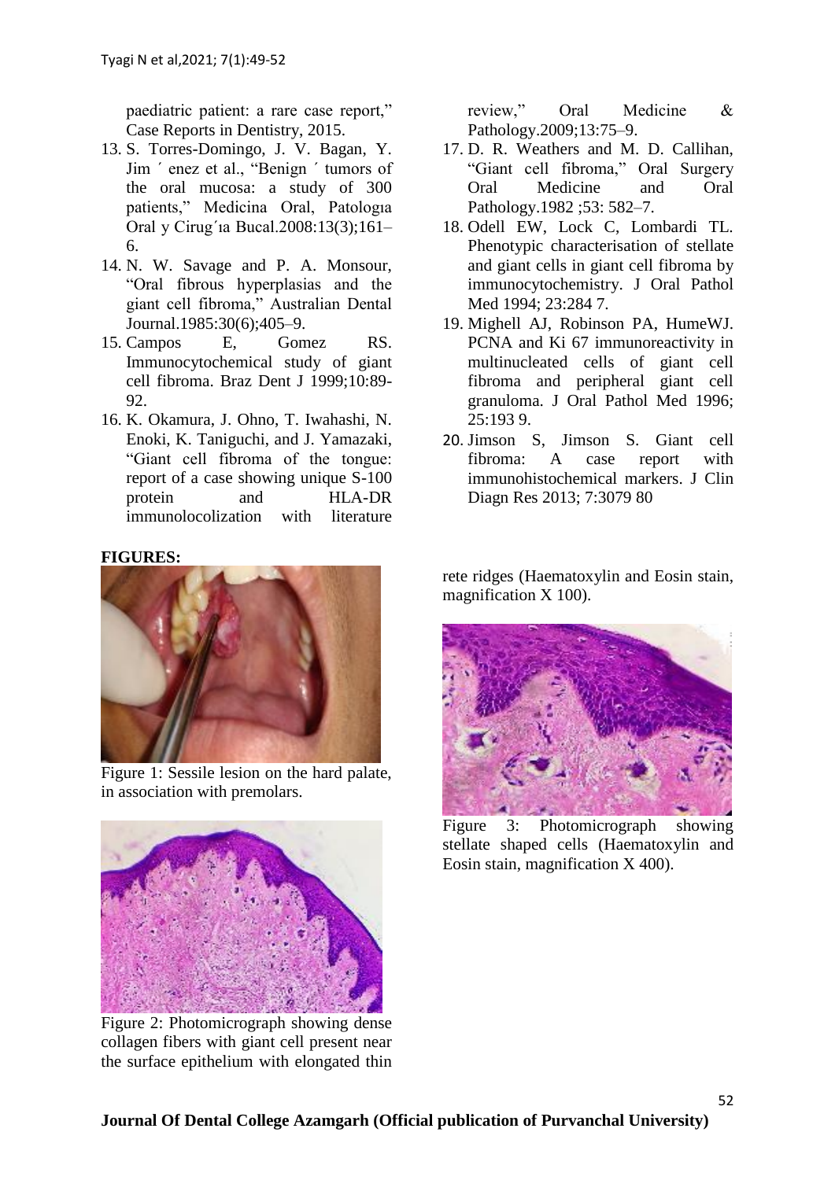paediatric patient: a rare case report," Case Reports in Dentistry, 2015.

13. S. Torres-Domingo, J. V. Bagan, Y. Jim ´ enez et al., "Benign ´ tumors of the oral mucosa: a study of 300 patients," Medicina Oral, Patologıa Oral y Cirug´ıa Bucal.2008:13(3);161–6.
14. N. W. Savage and P. A. Monsour, "Oral fibrous hyperplasias and the giant cell fibroma," Australian Dental Journal.1985:30(6);405–9.
15. Campos E, Gomez RS. Immunocytochemical study of giant cell fibroma. Braz Dent J 1999;10:89-92.
16. K. Okamura, J. Ohno, T. Iwahashi, N. Enoki, K. Taniguchi, and J. Yamazaki, "Giant cell fibroma of the tongue: report of a case showing unique S-100 protein and HLA-DR immunolocolization with literature review," Oral Medicine & Pathology.2009;13:75–9.
17. D. R. Weathers and M. D. Callihan, "Giant cell fibroma," Oral Surgery Oral Medicine and Oral Pathology.1982 ;53: 582–7.
18. Odell EW, Lock C, Lombardi TL. Phenotypic characterisation of stellate and giant cells in giant cell fibroma by immunocytochemistry. J Oral Pathol Med 1994; 23:284 7.
19. Mighell AJ, Robinson PA, HumeWJ. PCNA and Ki 67 immunoreactivity in multinucleated cells of giant cell fibroma and peripheral giant cell granuloma. J Oral Pathol Med 1996; 25:193 9.
20. Jimson S, Jimson S. Giant cell fibroma: A case report with immunohistochemical markers. J Clin Diagn Res 2013; 7:3079 80

**FIGURES:**

Figure 1: Sessile lesion on the hard palate, in association with premolars.

Figure 2: Photomicrograph showing dense collagen fibers with giant cell present near the surface epithelium with elongated thin rete ridges (Haematoxylin and Eosin stain, magnification X 100).

Figure 3: Photomicrograph showing stellate shaped cells (Haematoxylin and Eosin stain, magnification X 400).